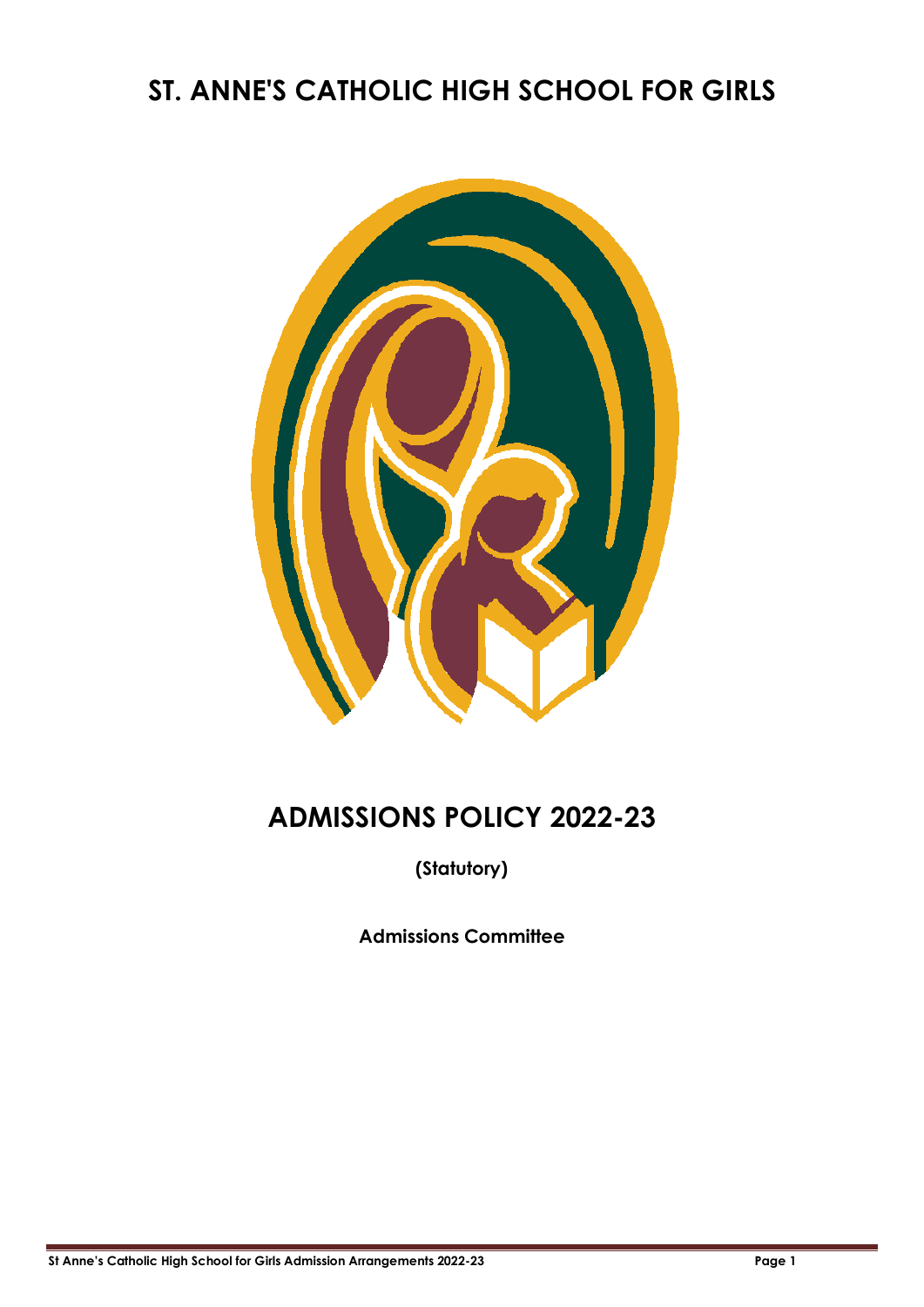# ST. ANNE'S CATHOLIC HIGH SCHOOL FOR GIRLS

# ADMISSIONS POLICY 2022-23

**(Statutory)**

**Admissions Committee**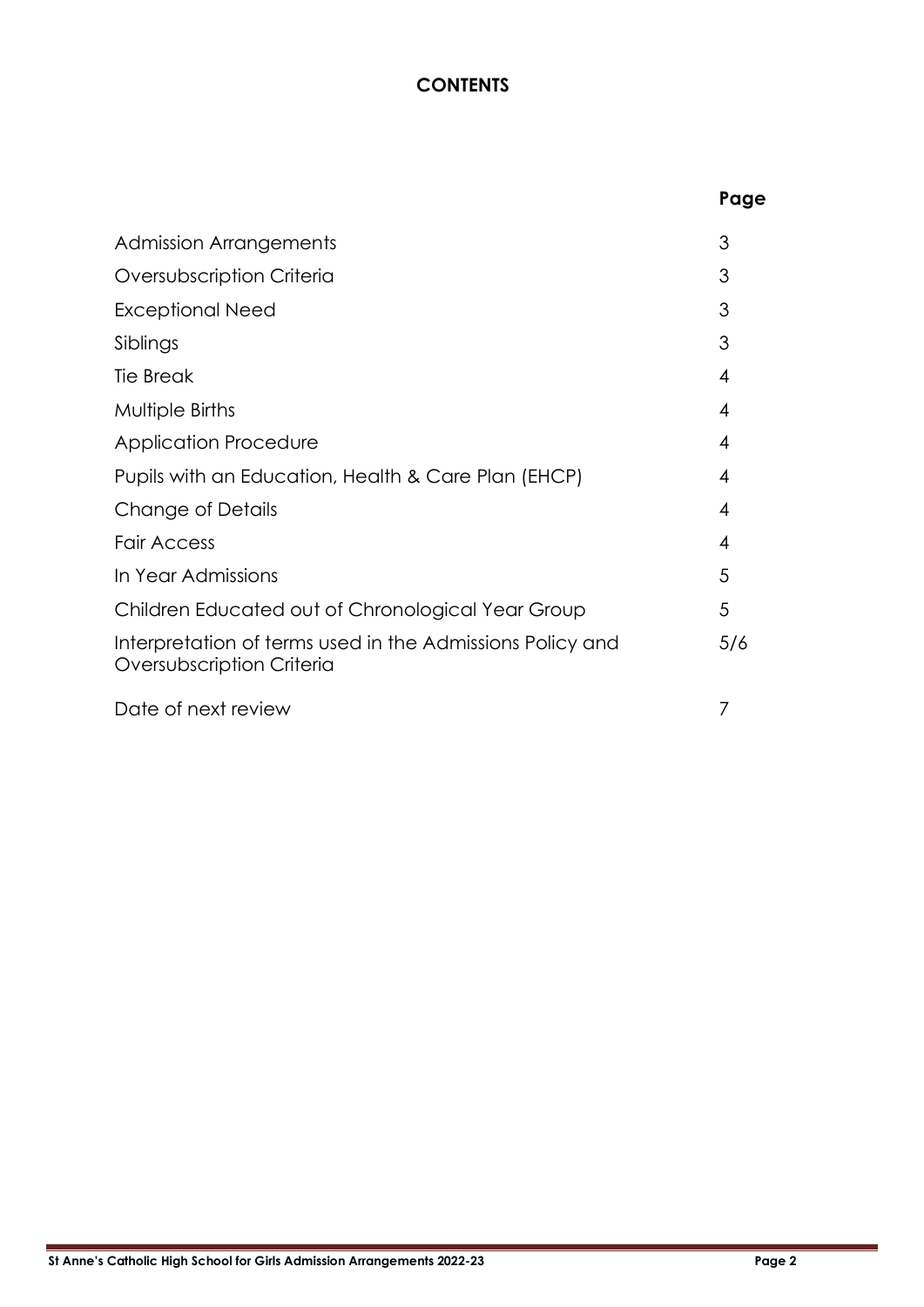# CONTENTS

| | Page |
|---|---|
| Admission Arrangements | 3 |
| Oversubscription Criteria | 3 |
| Exceptional Need | 3 |
| Siblings | 3 |
| Tie Break | 4 |
| Multiple Births | 4 |
| Application Procedure | 4 |
| Pupils with an Education, Health & Care Plan (EHCP) | 4 |
| Change of Details | 4 |
| Fair Access | 4 |
| In Year Admissions | 5 |
| Children Educated out of Chronological Year Group | 5 |
| Interpretation of terms used in the Admissions Policy and Oversubscription Criteria | 5/6 |
| Date of next review | 7 |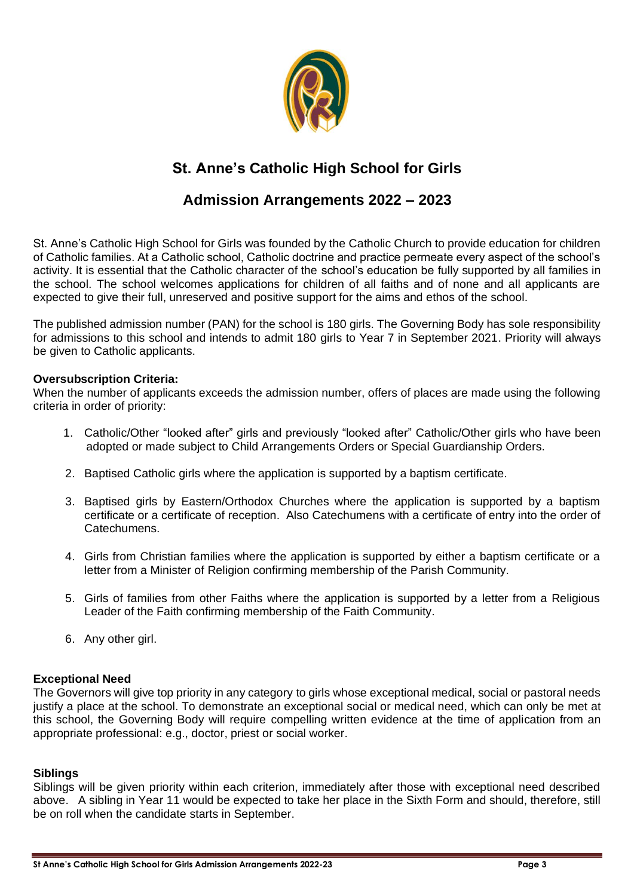# St. Anne's Catholic High School for Girls

## Admission Arrangements 2022 – 2023

St. Anne's Catholic High School for Girls was founded by the Catholic Church to provide education for children of Catholic families. At a Catholic school, Catholic doctrine and practice permeate every aspect of the school's activity. It is essential that the Catholic character of the school's education be fully supported by all families in the school. The school welcomes applications for children of all faiths and of none and all applicants are expected to give their full, unreserved and positive support for the aims and ethos of the school.

The published admission number (PAN) for the school is 180 girls. The Governing Body has sole responsibility for admissions to this school and intends to admit 180 girls to Year 7 in September 2021. Priority will always be given to Catholic applicants.

**Oversubscription Criteria:**
When the number of applicants exceeds the admission number, offers of places are made using the following criteria in order of priority:

1. Catholic/Other "looked after" girls and previously "looked after" Catholic/Other girls who have been adopted or made subject to Child Arrangements Orders or Special Guardianship Orders.
2. Baptised Catholic girls where the application is supported by a baptism certificate.
3. Baptised girls by Eastern/Orthodox Churches where the application is supported by a baptism certificate or a certificate of reception. Also Catechumens with a certificate of entry into the order of Catechumens.
4. Girls from Christian families where the application is supported by either a baptism certificate or a letter from a Minister of Religion confirming membership of the Parish Community.
5. Girls of families from other Faiths where the application is supported by a letter from a Religious Leader of the Faith confirming membership of the Faith Community.
6. Any other girl.

**Exceptional Need**
The Governors will give top priority in any category to girls whose exceptional medical, social or pastoral needs justify a place at the school. To demonstrate an exceptional social or medical need, which can only be met at this school, the Governing Body will require compelling written evidence at the time of application from an appropriate professional: e.g., doctor, priest or social worker.

**Siblings**
Siblings will be given priority within each criterion, immediately after those with exceptional need described above. A sibling in Year 11 would be expected to take her place in the Sixth Form and should, therefore, still be on roll when the candidate starts in September.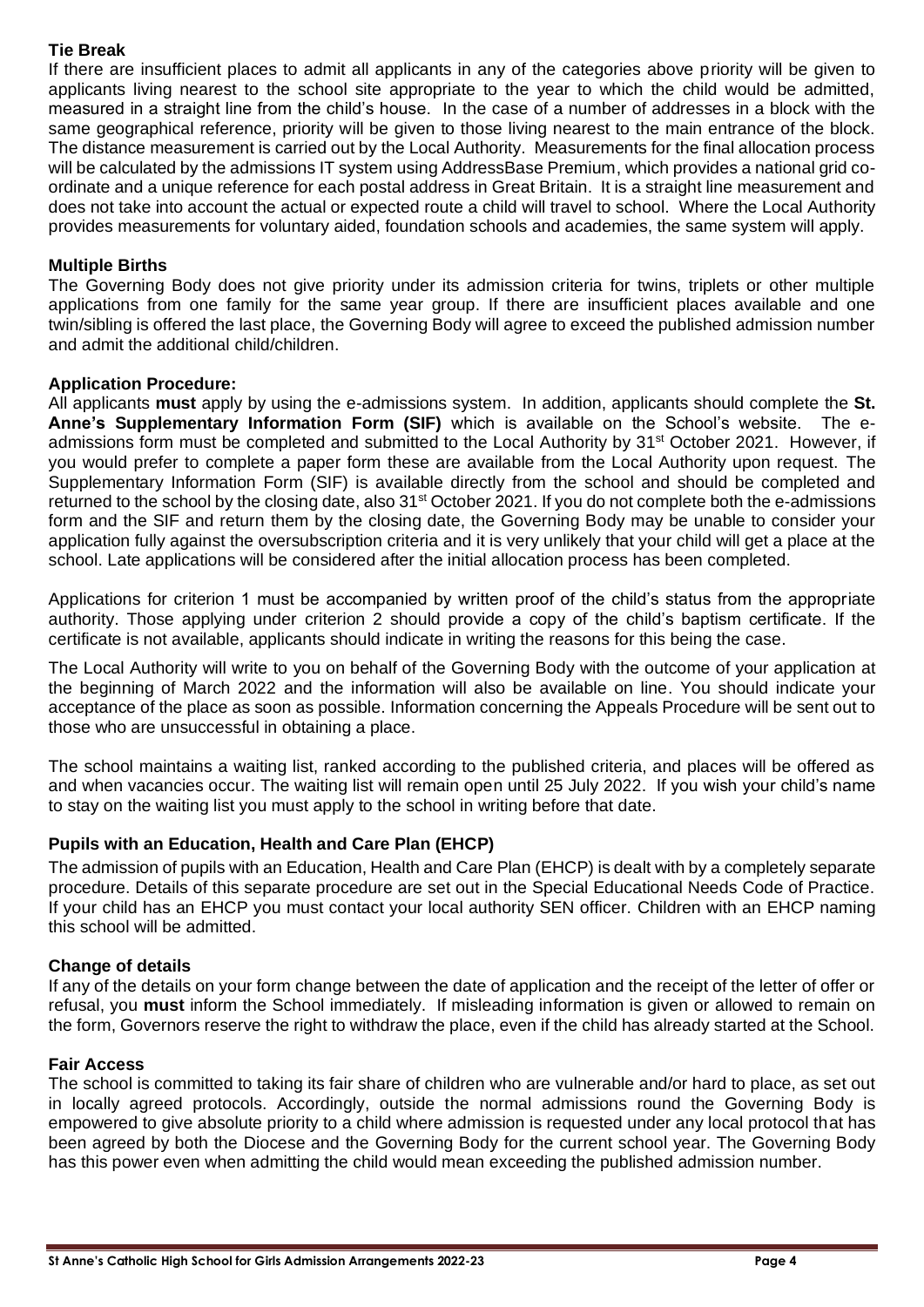### Tie Break

If there are insufficient places to admit all applicants in any of the categories above priority will be given to applicants living nearest to the school site appropriate to the year to which the child would be admitted, measured in a straight line from the child's house. In the case of a number of addresses in a block with the same geographical reference, priority will be given to those living nearest to the main entrance of the block. The distance measurement is carried out by the Local Authority. Measurements for the final allocation process will be calculated by the admissions IT system using AddressBase Premium, which provides a national grid co-ordinate and a unique reference for each postal address in Great Britain. It is a straight line measurement and does not take into account the actual or expected route a child will travel to school. Where the Local Authority provides measurements for voluntary aided, foundation schools and academies, the same system will apply.

### Multiple Births

The Governing Body does not give priority under its admission criteria for twins, triplets or other multiple applications from one family for the same year group. If there are insufficient places available and one twin/sibling is offered the last place, the Governing Body will agree to exceed the published admission number and admit the additional child/children.

### Application Procedure:

All applicants **must** apply by using the e-admissions system. In addition, applicants should complete the **St. Anne's Supplementary Information Form (SIF)** which is available on the School's website. The e-admissions form must be completed and submitted to the Local Authority by 31st October 2021. However, if you would prefer to complete a paper form these are available from the Local Authority upon request. The Supplementary Information Form (SIF) is available directly from the school and should be completed and returned to the school by the closing date, also 31st October 2021. If you do not complete both the e-admissions form and the SIF and return them by the closing date, the Governing Body may be unable to consider your application fully against the oversubscription criteria and it is very unlikely that your child will get a place at the school. Late applications will be considered after the initial allocation process has been completed.

Applications for criterion 1 must be accompanied by written proof of the child's status from the appropriate authority. Those applying under criterion 2 should provide a copy of the child's baptism certificate. If the certificate is not available, applicants should indicate in writing the reasons for this being the case.

The Local Authority will write to you on behalf of the Governing Body with the outcome of your application at the beginning of March 2022 and the information will also be available on line. You should indicate your acceptance of the place as soon as possible. Information concerning the Appeals Procedure will be sent out to those who are unsuccessful in obtaining a place.

The school maintains a waiting list, ranked according to the published criteria, and places will be offered as and when vacancies occur. The waiting list will remain open until 25 July 2022. If you wish your child's name to stay on the waiting list you must apply to the school in writing before that date.

### Pupils with an Education, Health and Care Plan (EHCP)

The admission of pupils with an Education, Health and Care Plan (EHCP) is dealt with by a completely separate procedure. Details of this separate procedure are set out in the Special Educational Needs Code of Practice. If your child has an EHCP you must contact your local authority SEN officer. Children with an EHCP naming this school will be admitted.

### Change of details

If any of the details on your form change between the date of application and the receipt of the letter of offer or refusal, you **must** inform the School immediately. If misleading information is given or allowed to remain on the form, Governors reserve the right to withdraw the place, even if the child has already started at the School.

### Fair Access

The school is committed to taking its fair share of children who are vulnerable and/or hard to place, as set out in locally agreed protocols. Accordingly, outside the normal admissions round the Governing Body is empowered to give absolute priority to a child where admission is requested under any local protocol that has been agreed by both the Diocese and the Governing Body for the current school year. The Governing Body has this power even when admitting the child would mean exceeding the published admission number.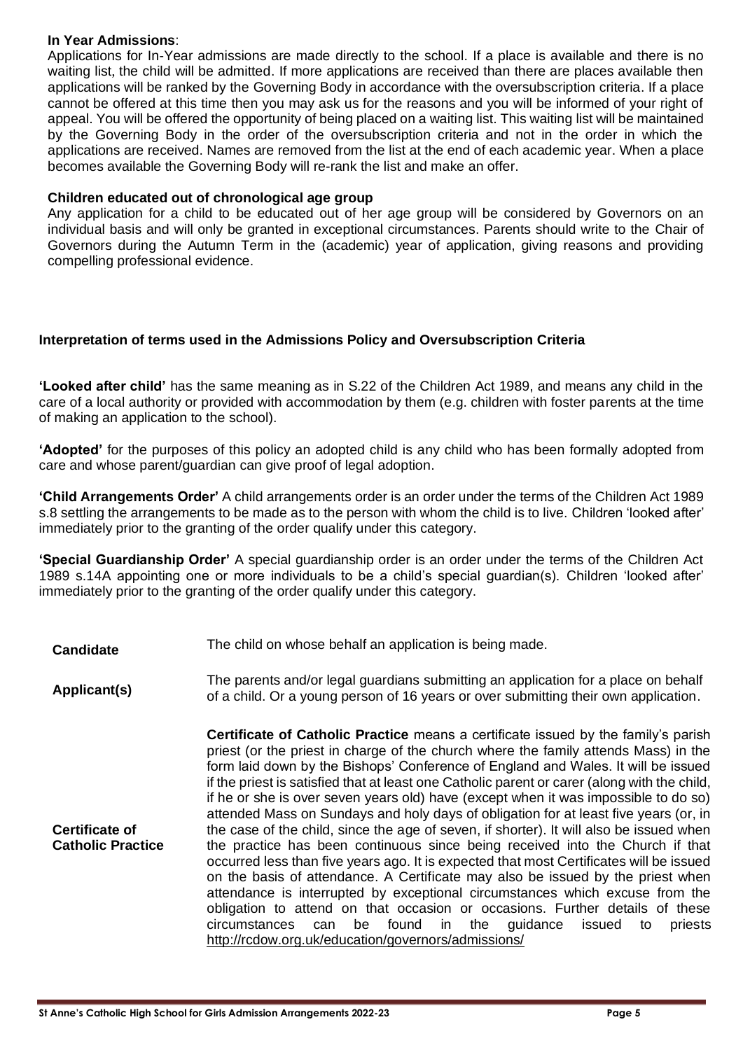**In Year Admissions**:

Applications for In-Year admissions are made directly to the school. If a place is available and there is no waiting list, the child will be admitted. If more applications are received than there are places available then applications will be ranked by the Governing Body in accordance with the oversubscription criteria. If a place cannot be offered at this time then you may ask us for the reasons and you will be informed of your right of appeal. You will be offered the opportunity of being placed on a waiting list. This waiting list will be maintained by the Governing Body in the order of the oversubscription criteria and not in the order in which the applications are received. Names are removed from the list at the end of each academic year. When a place becomes available the Governing Body will re-rank the list and make an offer.

**Children educated out of chronological age group**

Any application for a child to be educated out of her age group will be considered by Governors on an individual basis and will only be granted in exceptional circumstances. Parents should write to the Chair of Governors during the Autumn Term in the (academic) year of application, giving reasons and providing compelling professional evidence.

**Interpretation of terms used in the Admissions Policy and Oversubscription Criteria**

**'Looked after child'** has the same meaning as in S.22 of the Children Act 1989, and means any child in the care of a local authority or provided with accommodation by them (e.g. children with foster parents at the time of making an application to the school).

**'Adopted'** for the purposes of this policy an adopted child is any child who has been formally adopted from care and whose parent/guardian can give proof of legal adoption.

**'Child Arrangements Order'** A child arrangements order is an order under the terms of the Children Act 1989 s.8 settling the arrangements to be made as to the person with whom the child is to live. Children 'looked after' immediately prior to the granting of the order qualify under this category.

**'Special Guardianship Order'** A special guardianship order is an order under the terms of the Children Act 1989 s.14A appointing one or more individuals to be a child's special guardian(s). Children 'looked after' immediately prior to the granting of the order qualify under this category.

| | |
|---|---|
| **Candidate** | The child on whose behalf an application is being made. |
| **Applicant(s)** | The parents and/or legal guardians submitting an application for a place on behalf of a child. Or a young person of 16 years or over submitting their own application. |
| **Certificate of Catholic Practice** | **Certificate of Catholic Practice** means a certificate issued by the family's parish priest (or the priest in charge of the church where the family attends Mass) in the form laid down by the Bishops' Conference of England and Wales. It will be issued if the priest is satisfied that at least one Catholic parent or carer (along with the child, if he or she is over seven years old) have (except when it was impossible to do so) attended Mass on Sundays and holy days of obligation for at least five years (or, in the case of the child, since the age of seven, if shorter). It will also be issued when the practice has been continuous since being received into the Church if that occurred less than five years ago. It is expected that most Certificates will be issued on the basis of attendance. A Certificate may also be issued by the priest when attendance is interrupted by exceptional circumstances which excuse from the obligation to attend on that occasion or occasions. Further details of these circumstances can be found in the guidance issued to priests http://rcdow.org.uk/education/governors/admissions/ |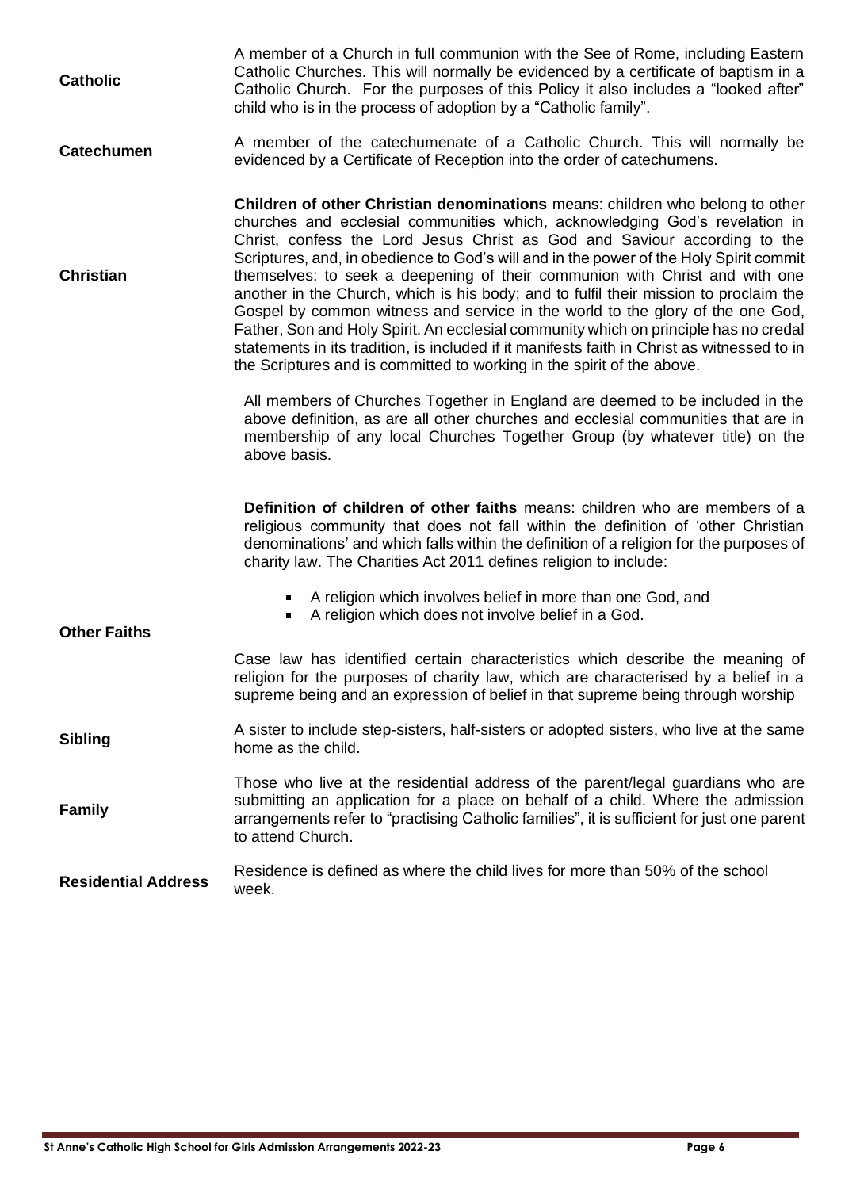| | |
|---|---|
| **Catholic** | A member of a Church in full communion with the See of Rome, including Eastern Catholic Churches. This will normally be evidenced by a certificate of baptism in a Catholic Church. For the purposes of this Policy it also includes a "looked after" child who is in the process of adoption by a "Catholic family". |
| **Catechumen** | A member of the catechumenate of a Catholic Church. This will normally be evidenced by a Certificate of Reception into the order of catechumens. |
| **Christian** | **Children of other Christian denominations** means: children who belong to other churches and ecclesial communities which, acknowledging God's revelation in Christ, confess the Lord Jesus Christ as God and Saviour according to the Scriptures, and, in obedience to God's will and in the power of the Holy Spirit commit themselves: to seek a deepening of their communion with Christ and with one another in the Church, which is his body; and to fulfil their mission to proclaim the Gospel by common witness and service in the world to the glory of the one God, Father, Son and Holy Spirit. An ecclesial community which on principle has no credal statements in its tradition, is included if it manifests faith in Christ as witnessed to in the Scriptures and is committed to working in the spirit of the above.<br><br>All members of Churches Together in England are deemed to be included in the above definition, as are all other churches and ecclesial communities that are in membership of any local Churches Together Group (by whatever title) on the above basis. |
| **Other Faiths** | **Definition of children of other faiths** means: children who are members of a religious community that does not fall within the definition of 'other Christian denominations' and which falls within the definition of a religion for the purposes of charity law. The Charities Act 2011 defines religion to include:<br><br>- A religion which involves belief in more than one God, and<br>- A religion which does not involve belief in a God.<br><br>Case law has identified certain characteristics which describe the meaning of religion for the purposes of charity law, which are characterised by a belief in a supreme being and an expression of belief in that supreme being through worship |
| **Sibling** | A sister to include step-sisters, half-sisters or adopted sisters, who live at the same home as the child. |
| **Family** | Those who live at the residential address of the parent/legal guardians who are submitting an application for a place on behalf of a child. Where the admission arrangements refer to "practising Catholic families", it is sufficient for just one parent to attend Church. |
| **Residential Address** | Residence is defined as where the child lives for more than 50% of the school week. |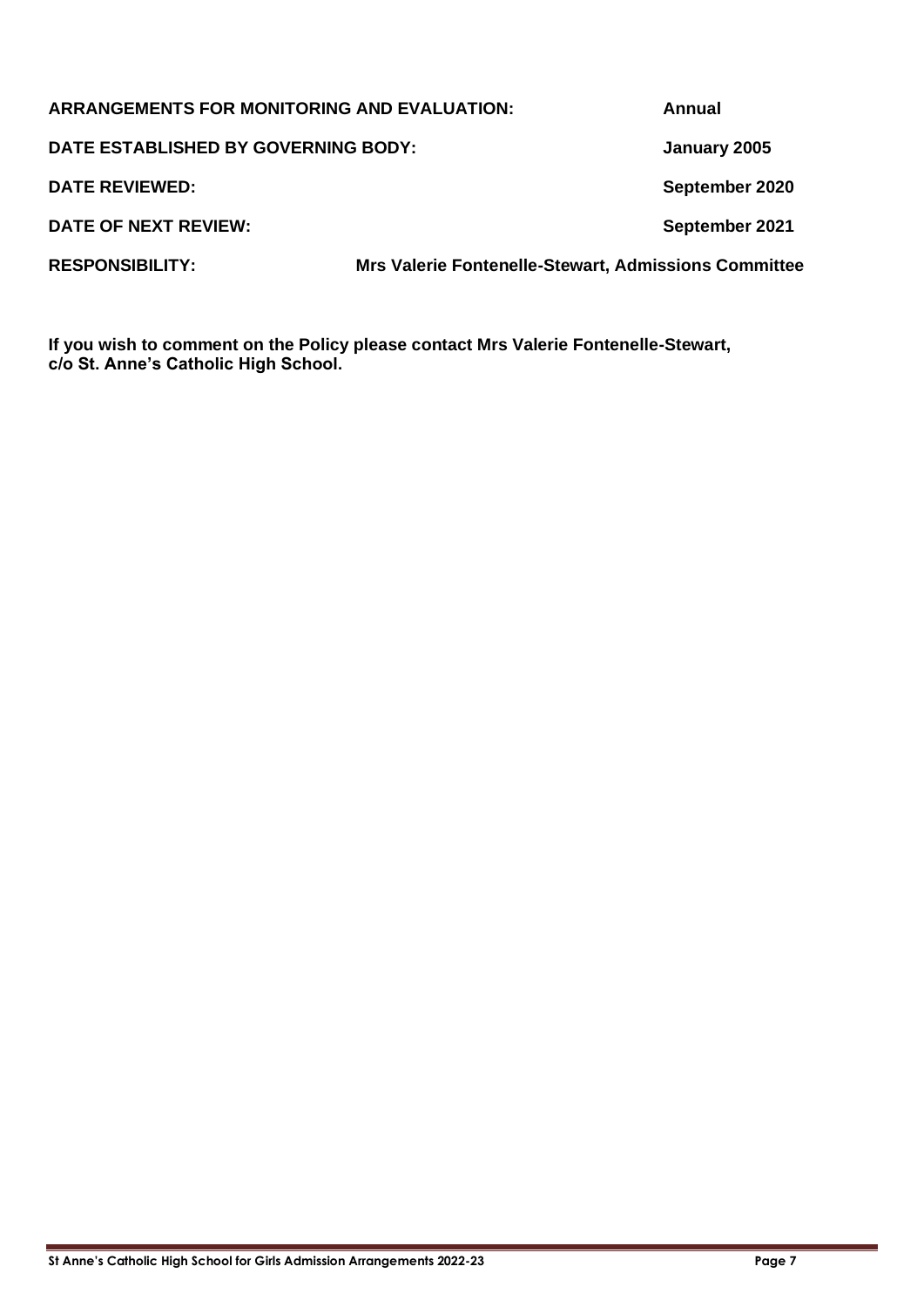| | |
|---|---|
| **ARRANGEMENTS FOR MONITORING AND EVALUATION:** | **Annual** |
| **DATE ESTABLISHED BY GOVERNING BODY:** | **January 2005** |
| **DATE REVIEWED:** | **September 2020** |
| **DATE OF NEXT REVIEW:** | **September 2021** |
| **RESPONSIBILITY:** | **Mrs Valerie Fontenelle-Stewart, Admissions Committee** |

**If you wish to comment on the Policy please contact Mrs Valerie Fontenelle-Stewart, c/o St. Anne's Catholic High School.**